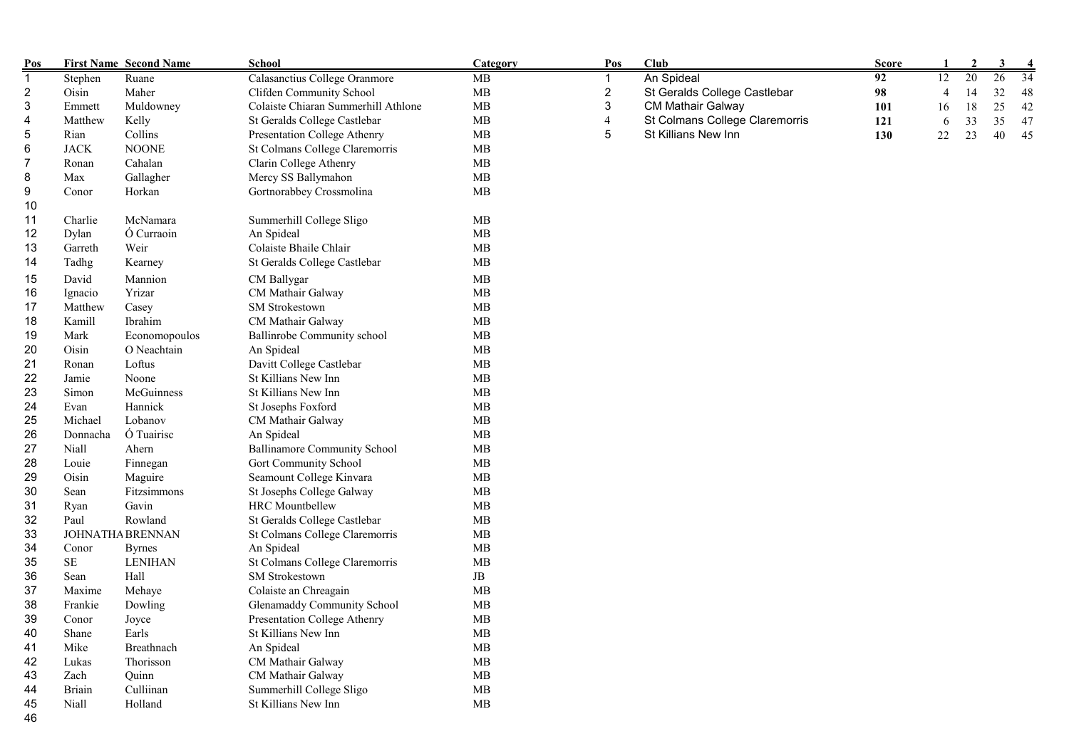| Pos | First Name | Second Name | School | Category |
|---|---|---|---|---|
| 1 | Stephen | Ruane | Calasanctius College Oranmore | MB |
| 2 | Oisin | Maher | Clifden Community School | MB |
| 3 | Emmett | Muldowney | Colaiste Chiaran Summerhill Athlone | MB |
| 4 | Matthew | Kelly | St Geralds College Castlebar | MB |
| 5 | Rian | Collins | Presentation College Athenry | MB |
| 6 | JACK | NOONE | St Colmans College Claremorris | MB |
| 7 | Ronan | Cahalan | Clarin College Athenry | MB |
| 8 | Max | Gallagher | Mercy SS Ballymahon | MB |
| 9 | Conor | Horkan | Gortnorabbey Crossmolina | MB |
| 10 | | | | |
| 11 | Charlie | McNamara | Summerhill College Sligo | MB |
| 12 | Dylan | Ó Curraoin | An Spideal | MB |
| 13 | Garreth | Weir | Colaiste Bhaile Chlair | MB |
| 14 | Tadhg | Kearney | St Geralds College Castlebar | MB |
| 15 | David | Mannion | CM Ballygar | MB |
| 16 | Ignacio | Yrizar | CM Mathair Galway | MB |
| 17 | Matthew | Casey | SM Strokestown | MB |
| 18 | Kamill | Ibrahim | CM Mathair Galway | MB |
| 19 | Mark | Economopoulos | Ballinrobe Community school | MB |
| 20 | Oisin | O Neachtain | An Spideal | MB |
| 21 | Ronan | Loftus | Davitt College Castlebar | MB |
| 22 | Jamie | Noone | St Killians New Inn | MB |
| 23 | Simon | McGuinness | St Killians New Inn | MB |
| 24 | Evan | Hannick | St Josephs Foxford | MB |
| 25 | Michael | Lobanov | CM Mathair Galway | MB |
| 26 | Donnacha | Ó Tuairisc | An Spideal | MB |
| 27 | Niall | Ahern | Ballinamore Community School | MB |
| 28 | Louie | Finnegan | Gort Community School | MB |
| 29 | Oisin | Maguire | Seamount College Kinvara | MB |
| 30 | Sean | Fitzsimmons | St Josephs College Galway | MB |
| 31 | Ryan | Gavin | HRC Mountbellew | MB |
| 32 | Paul | Rowland | St Geralds College Castlebar | MB |
| 33 | JOHNATHA | BRENNAN | St Colmans College Claremorris | MB |
| 34 | Conor | Byrnes | An Spideal | MB |
| 35 | SE | LENIHAN | St Colmans College Claremorris | MB |
| 36 | Sean | Hall | SM Strokestown | JB |
| 37 | Maxime | Mehaye | Colaiste an Chreagain | MB |
| 38 | Frankie | Dowling | Glenamaddy Community School | MB |
| 39 | Conor | Joyce | Presentation College Athenry | MB |
| 40 | Shane | Earls | St Killians New Inn | MB |
| 41 | Mike | Breathnach | An Spideal | MB |
| 42 | Lukas | Thorisson | CM Mathair Galway | MB |
| 43 | Zach | Quinn | CM Mathair Galway | MB |
| 44 | Briain | Culliinan | Summerhill College Sligo | MB |
| 45 | Niall | Holland | St Killians New Inn | MB |
| 46 | | | | |

| Pos | Club | Score | 1 | 2 | 3 | 4 |
|---|---|---|---|---|---|---|
| 1 | An Spideal | **92** | 12 | 20 | 26 | 34 |
| 2 | St Geralds College Castlebar | **98** | 4 | 14 | 32 | 48 |
| 3 | CM Mathair Galway | **101** | 16 | 18 | 25 | 42 |
| 4 | St Colmans College Claremorris | **121** | 6 | 33 | 35 | 47 |
| 5 | St Killians New Inn | **130** | 22 | 23 | 40 | 45 |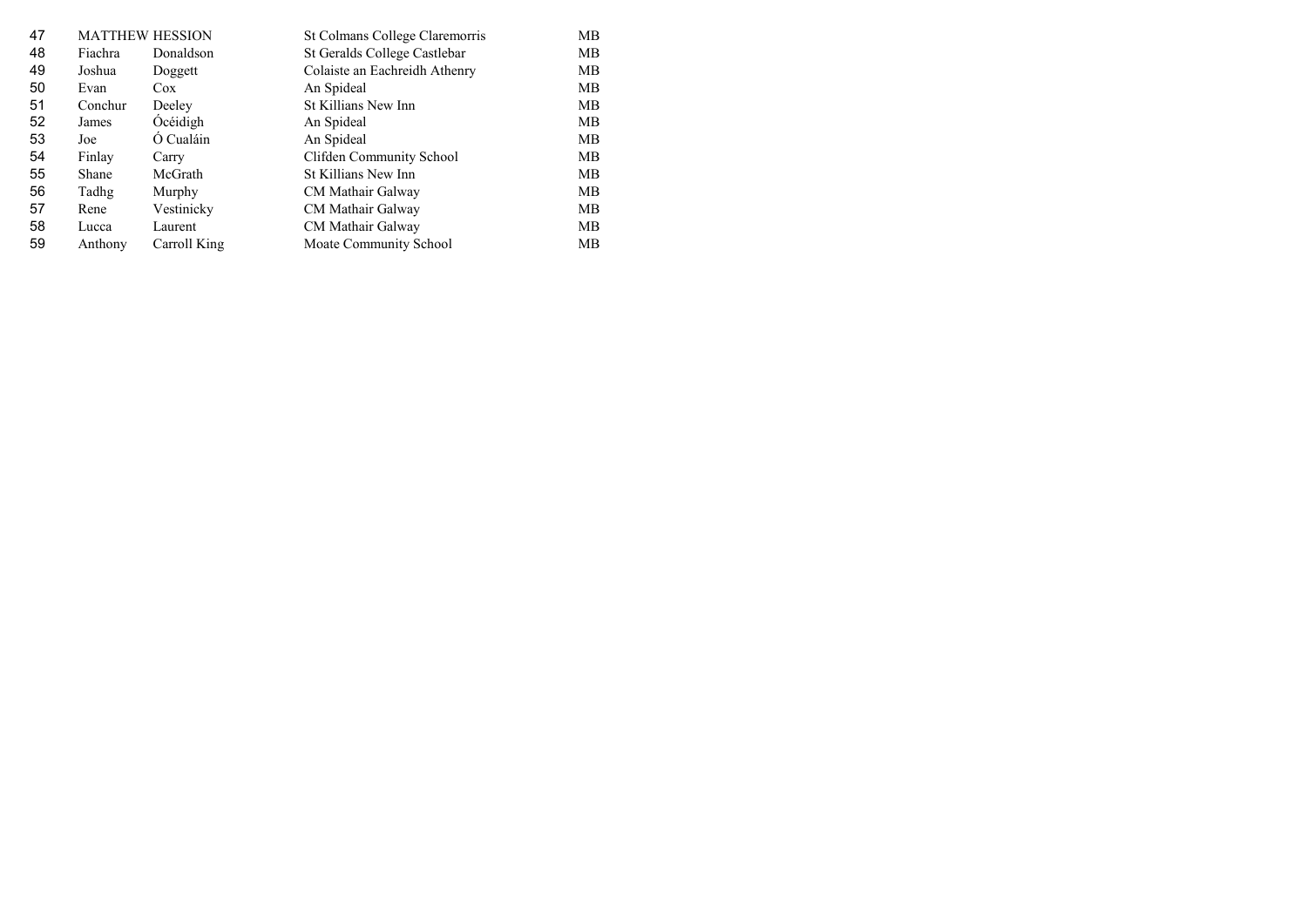| | | | | |
|---|---|---|---|---|
| 47 | MATTHEW HESSION | | St Colmans College Claremorris | MB |
| 48 | Fiachra | Donaldson | St Geralds College Castlebar | MB |
| 49 | Joshua | Doggett | Colaiste an Eachreidh Athenry | MB |
| 50 | Evan | Cox | An Spideal | MB |
| 51 | Conchur | Deeley | St Killians New Inn | MB |
| 52 | James | Ócéidigh | An Spideal | MB |
| 53 | Joe | Ó Cualáin | An Spideal | MB |
| 54 | Finlay | Carry | Clifden Community School | MB |
| 55 | Shane | McGrath | St Killians New Inn | MB |
| 56 | Tadhg | Murphy | CM Mathair Galway | MB |
| 57 | Rene | Vestinicky | CM Mathair Galway | MB |
| 58 | Lucca | Laurent | CM Mathair Galway | MB |
| 59 | Anthony | Carroll King | Moate Community School | MB |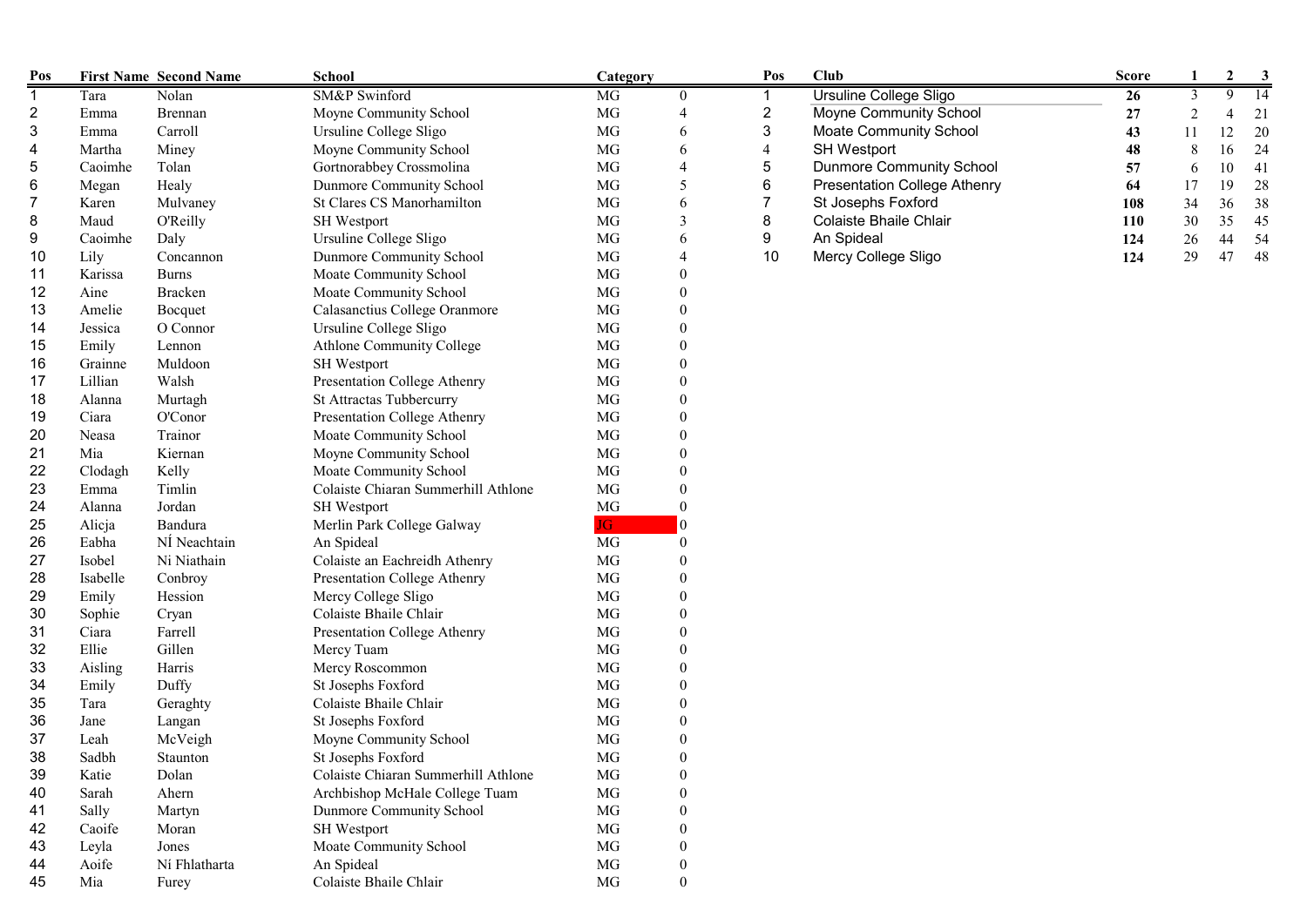| Pos | First Name | Second Name | School | Category | |
|---|---|---|---|---|---|
| 1 | Tara | Nolan | SM&P Swinford | MG | 0 |
| 2 | Emma | Brennan | Moyne Community School | MG | 4 |
| 3 | Emma | Carroll | Ursuline College Sligo | MG | 6 |
| 4 | Martha | Miney | Moyne Community School | MG | 6 |
| 5 | Caoimhe | Tolan | Gortnorabbey Crossmolina | MG | 4 |
| 6 | Megan | Healy | Dunmore Community School | MG | 5 |
| 7 | Karen | Mulvaney | St Clares CS Manorhamilton | MG | 6 |
| 8 | Maud | O'Reilly | SH Westport | MG | 3 |
| 9 | Caoimhe | Daly | Ursuline College Sligo | MG | 6 |
| 10 | Lily | Concannon | Dunmore Community School | MG | 4 |
| 11 | Karissa | Burns | Moate Community School | MG | 0 |
| 12 | Aine | Bracken | Moate Community School | MG | 0 |
| 13 | Amelie | Bocquet | Calasanctius College Oranmore | MG | 0 |
| 14 | Jessica | O Connor | Ursuline College Sligo | MG | 0 |
| 15 | Emily | Lennon | Athlone Community College | MG | 0 |
| 16 | Grainne | Muldoon | SH Westport | MG | 0 |
| 17 | Lillian | Walsh | Presentation College Athenry | MG | 0 |
| 18 | Alanna | Murtagh | St Attractas Tubbercurry | MG | 0 |
| 19 | Ciara | O'Conor | Presentation College Athenry | MG | 0 |
| 20 | Neasa | Trainor | Moate Community School | MG | 0 |
| 21 | Mia | Kiernan | Moyne Community School | MG | 0 |
| 22 | Clodagh | Kelly | Moate Community School | MG | 0 |
| 23 | Emma | Timlin | Colaiste Chiaran Summerhill Athlone | MG | 0 |
| 24 | Alanna | Jordan | SH Westport | MG | 0 |
| 25 | Alicja | Bandura | Merlin Park College Galway | JG | 0 |
| 26 | Eabha | NÍ Neachtain | An Spideal | MG | 0 |
| 27 | Isobel | Ni Niathain | Colaiste an Eachreidh Athenry | MG | 0 |
| 28 | Isabelle | Conbroy | Presentation College Athenry | MG | 0 |
| 29 | Emily | Hession | Mercy College Sligo | MG | 0 |
| 30 | Sophie | Cryan | Colaiste Bhaile Chlair | MG | 0 |
| 31 | Ciara | Farrell | Presentation College Athenry | MG | 0 |
| 32 | Ellie | Gillen | Mercy Tuam | MG | 0 |
| 33 | Aisling | Harris | Mercy Roscommon | MG | 0 |
| 34 | Emily | Duffy | St Josephs Foxford | MG | 0 |
| 35 | Tara | Geraghty | Colaiste Bhaile Chlair | MG | 0 |
| 36 | Jane | Langan | St Josephs Foxford | MG | 0 |
| 37 | Leah | McVeigh | Moyne Community School | MG | 0 |
| 38 | Sadbh | Staunton | St Josephs Foxford | MG | 0 |
| 39 | Katie | Dolan | Colaiste Chiaran Summerhill Athlone | MG | 0 |
| 40 | Sarah | Ahern | Archbishop McHale College Tuam | MG | 0 |
| 41 | Sally | Martyn | Dunmore Community School | MG | 0 |
| 42 | Caoife | Moran | SH Westport | MG | 0 |
| 43 | Leyla | Jones | Moate Community School | MG | 0 |
| 44 | Aoife | Ní Fhlatharta | An Spideal | MG | 0 |
| 45 | Mia | Furey | Colaiste Bhaile Chlair | MG | 0 |

| Pos | Club | Score | 1 | 2 | 3 |
|---|---|---|---|---|---|
| 1 | Ursuline College Sligo | **26** | 3 | 9 | 14 |
| 2 | Moyne Community School | **27** | 2 | 4 | 21 |
| 3 | Moate Community School | **43** | 11 | 12 | 20 |
| 4 | SH Westport | **48** | 8 | 16 | 24 |
| 5 | Dunmore Community School | **57** | 6 | 10 | 41 |
| 6 | Presentation College Athenry | **64** | 17 | 19 | 28 |
| 7 | St Josephs Foxford | **108** | 34 | 36 | 38 |
| 8 | Colaiste Bhaile Chlair | **110** | 30 | 35 | 45 |
| 9 | An Spideal | **124** | 26 | 44 | 54 |
| 10 | Mercy College Sligo | **124** | 29 | 47 | 48 |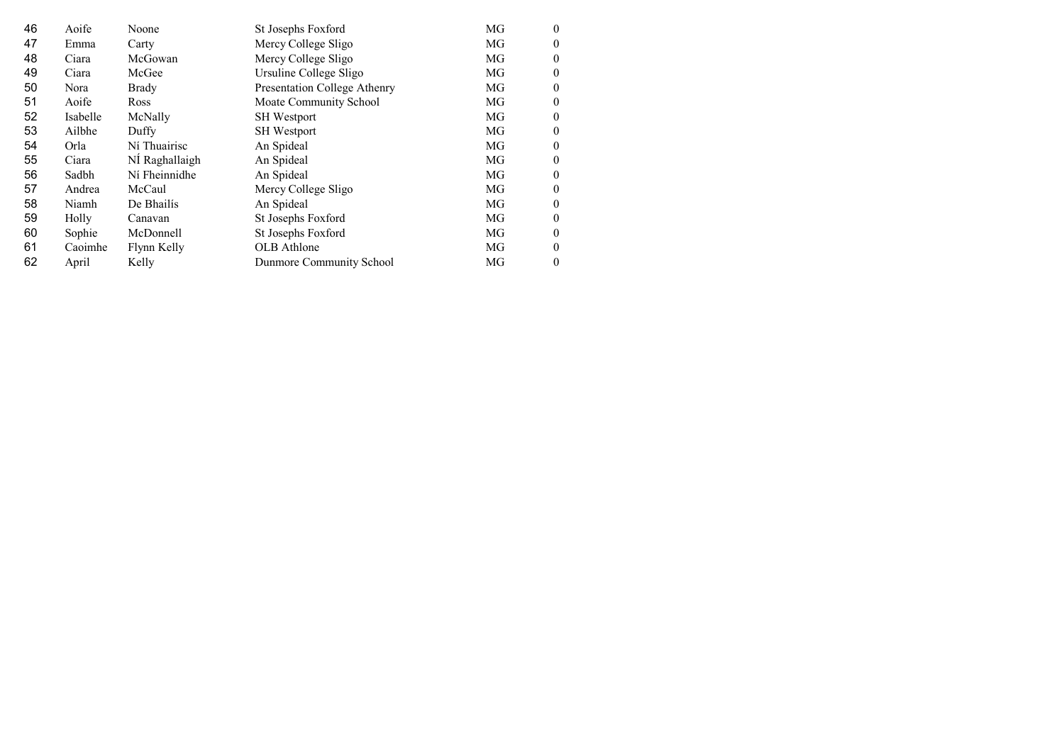| | | | | | |
|---|---|---|---|---|---|
| 46 | Aoife | Noone | St Josephs Foxford | MG | 0 |
| 47 | Emma | Carty | Mercy College Sligo | MG | 0 |
| 48 | Ciara | McGowan | Mercy College Sligo | MG | 0 |
| 49 | Ciara | McGee | Ursuline College Sligo | MG | 0 |
| 50 | Nora | Brady | Presentation College Athenry | MG | 0 |
| 51 | Aoife | Ross | Moate Community School | MG | 0 |
| 52 | Isabelle | McNally | SH Westport | MG | 0 |
| 53 | Ailbhe | Duffy | SH Westport | MG | 0 |
| 54 | Orla | Ní Thuairisc | An Spideal | MG | 0 |
| 55 | Ciara | NÍ Raghallaigh | An Spideal | MG | 0 |
| 56 | Sadbh | Ní Fheinnidhe | An Spideal | MG | 0 |
| 57 | Andrea | McCaul | Mercy College Sligo | MG | 0 |
| 58 | Niamh | De Bhailís | An Spideal | MG | 0 |
| 59 | Holly | Canavan | St Josephs Foxford | MG | 0 |
| 60 | Sophie | McDonnell | St Josephs Foxford | MG | 0 |
| 61 | Caoimhe | Flynn Kelly | OLB Athlone | MG | 0 |
| 62 | April | Kelly | Dunmore Community School | MG | 0 |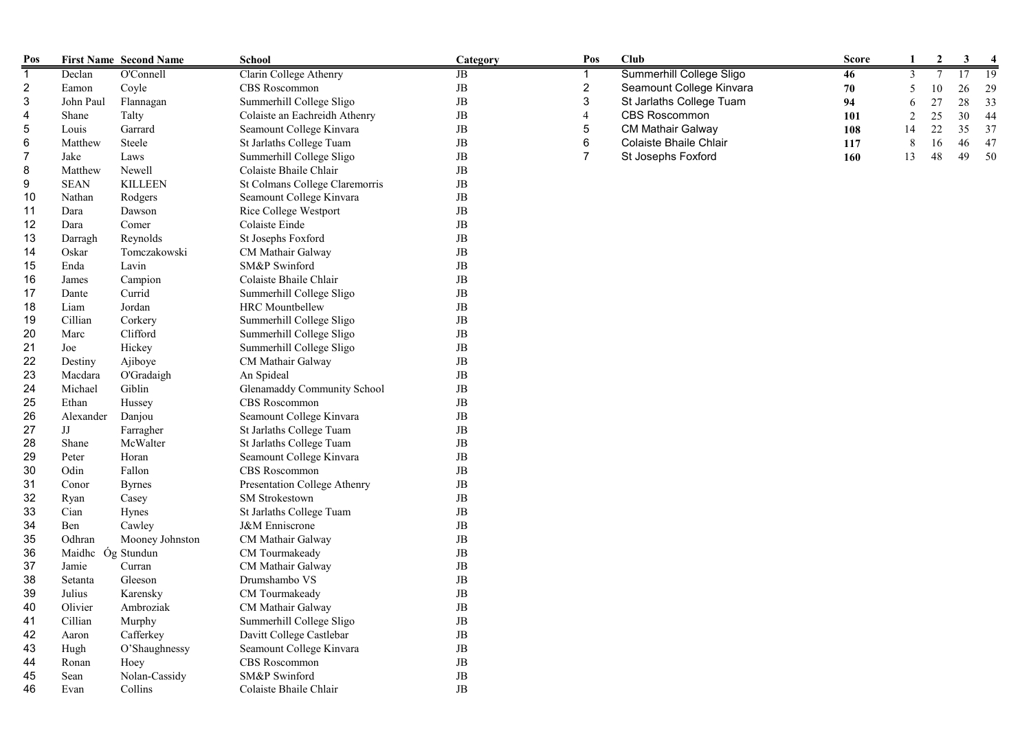| Pos | First Name | Second Name | School | Category |
|---|---|---|---|---|
| 1 | Declan | O'Connell | Clarin College Athenry | JB |
| 2 | Eamon | Coyle | CBS Roscommon | JB |
| 3 | John Paul | Flannagan | Summerhill College Sligo | JB |
| 4 | Shane | Talty | Colaiste an Eachreidh Athenry | JB |
| 5 | Louis | Garrard | Seamount College Kinvara | JB |
| 6 | Matthew | Steele | St Jarlaths College Tuam | JB |
| 7 | Jake | Laws | Summerhill College Sligo | JB |
| 8 | Matthew | Newell | Colaiste Bhaile Chlair | JB |
| 9 | SEAN | KILLEEN | St Colmans College Claremorris | JB |
| 10 | Nathan | Rodgers | Seamount College Kinvara | JB |
| 11 | Dara | Dawson | Rice College Westport | JB |
| 12 | Dara | Comer | Colaiste Einde | JB |
| 13 | Darragh | Reynolds | St Josephs Foxford | JB |
| 14 | Oskar | Tomczakowski | CM Mathair Galway | JB |
| 15 | Enda | Lavin | SM&P Swinford | JB |
| 16 | James | Campion | Colaiste Bhaile Chlair | JB |
| 17 | Dante | Currid | Summerhill College Sligo | JB |
| 18 | Liam | Jordan | HRC Mountbellew | JB |
| 19 | Cillian | Corkery | Summerhill College Sligo | JB |
| 20 | Marc | Clifford | Summerhill College Sligo | JB |
| 21 | Joe | Hickey | Summerhill College Sligo | JB |
| 22 | Destiny | Ajiboye | CM Mathair Galway | JB |
| 23 | Macdara | O'Gradaigh | An Spideal | JB |
| 24 | Michael | Giblin | Glenamaddy Community School | JB |
| 25 | Ethan | Hussey | CBS Roscommon | JB |
| 26 | Alexander | Danjou | Seamount College Kinvara | JB |
| 27 | JJ | Farragher | St Jarlaths College Tuam | JB |
| 28 | Shane | McWalter | St Jarlaths College Tuam | JB |
| 29 | Peter | Horan | Seamount College Kinvara | JB |
| 30 | Odin | Fallon | CBS Roscommon | JB |
| 31 | Conor | Byrnes | Presentation College Athenry | JB |
| 32 | Ryan | Casey | SM Strokestown | JB |
| 33 | Cian | Hynes | St Jarlaths College Tuam | JB |
| 34 | Ben | Cawley | J&M Enniscrone | JB |
| 35 | Odhran | Mooney Johnston | CM Mathair Galway | JB |
| 36 | Maidhc Óg | Stundun | CM Tourmakeady | JB |
| 37 | Jamie | Curran | CM Mathair Galway | JB |
| 38 | Setanta | Gleeson | Drumshambo VS | JB |
| 39 | Julius | Karensky | CM Tourmakeady | JB |
| 40 | Olivier | Ambroziak | CM Mathair Galway | JB |
| 41 | Cillian | Murphy | Summerhill College Sligo | JB |
| 42 | Aaron | Cafferkey | Davitt College Castlebar | JB |
| 43 | Hugh | O'Shaughnessy | Seamount College Kinvara | JB |
| 44 | Ronan | Hoey | CBS Roscommon | JB |
| 45 | Sean | Nolan-Cassidy | SM&P Swinford | JB |
| 46 | Evan | Collins | Colaiste Bhaile Chlair | JB |

| Pos | Club | Score | 1 | 2 | 3 | 4 |
|---|---|---|---|---|---|---|
| 1 | Summerhill College Sligo | **46** | 3 | 7 | 17 | 19 |
| 2 | Seamount College Kinvara | **70** | 5 | 10 | 26 | 29 |
| 3 | St Jarlaths College Tuam | **94** | 6 | 27 | 28 | 33 |
| 4 | CBS Roscommon | **101** | 2 | 25 | 30 | 44 |
| 5 | CM Mathair Galway | **108** | 14 | 22 | 35 | 37 |
| 6 | Colaiste Bhaile Chlair | **117** | 8 | 16 | 46 | 47 |
| 7 | St Josephs Foxford | **160** | 13 | 48 | 49 | 50 |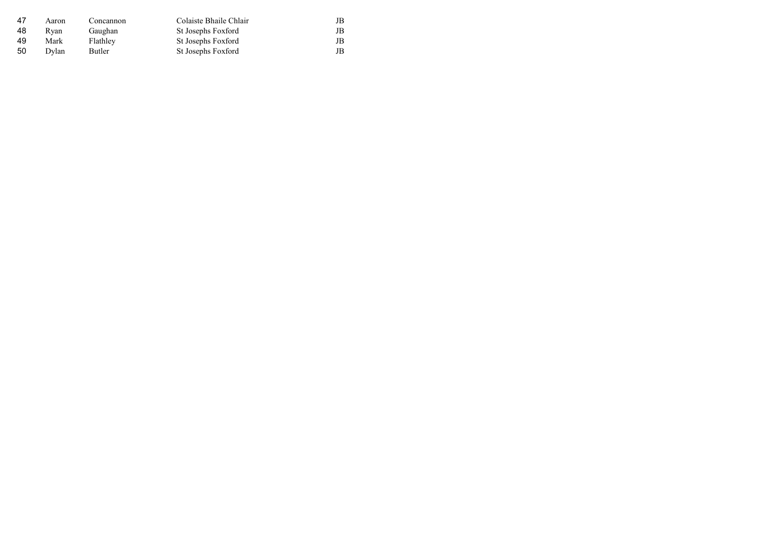| | | | | |
|---|---|---|---|---|
| 47 | Aaron | Concannon | Colaiste Bhaile Chlair | JB |
| 48 | Ryan | Gaughan | St Josephs Foxford | JB |
| 49 | Mark | Flathley | St Josephs Foxford | JB |
| 50 | Dylan | Butler | St Josephs Foxford | JB |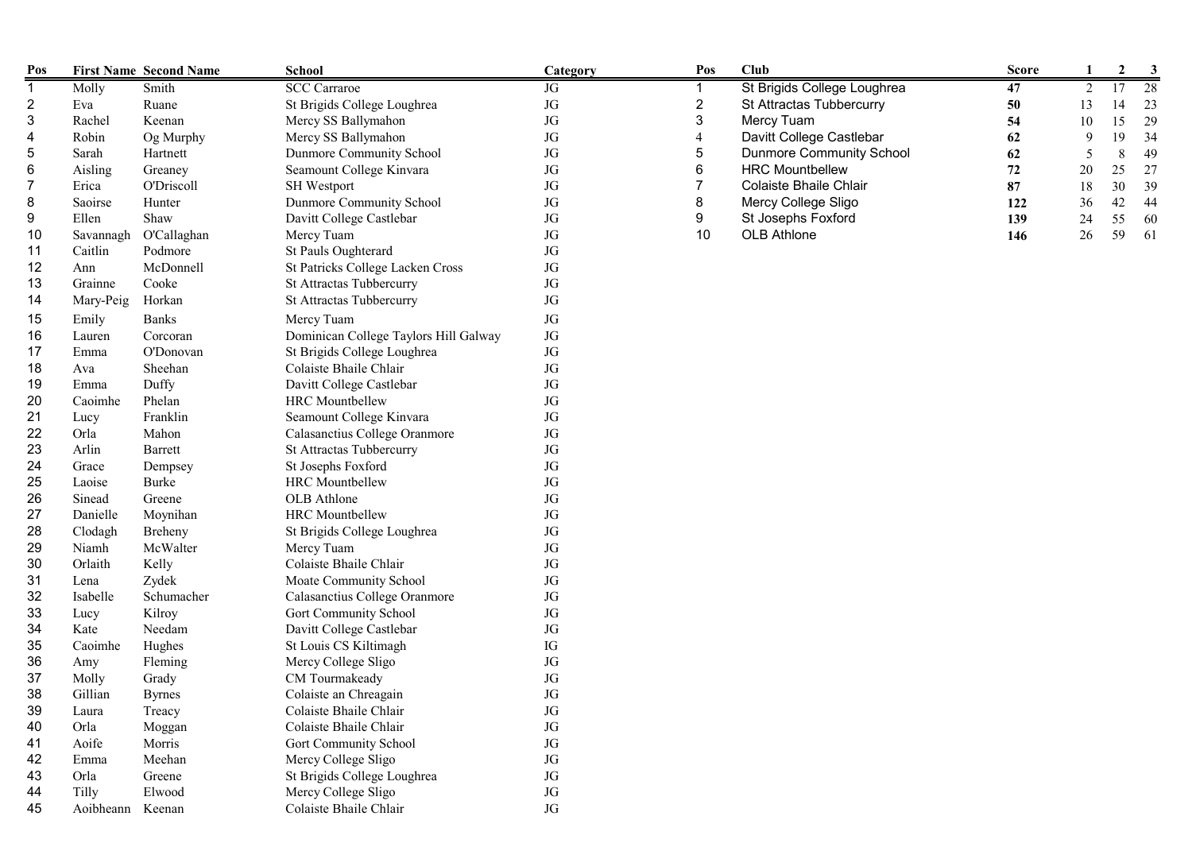| Pos | First Name | Second Name | School | Category |
|---|---|---|---|---|
| 1 | Molly | Smith | SCC Carraroe | JG |
| 2 | Eva | Ruane | St Brigids College Loughrea | JG |
| 3 | Rachel | Keenan | Mercy SS Ballymahon | JG |
| 4 | Robin | Og Murphy | Mercy SS Ballymahon | JG |
| 5 | Sarah | Hartnett | Dunmore Community School | JG |
| 6 | Aisling | Greaney | Seamount College Kinvara | JG |
| 7 | Erica | O'Driscoll | SH Westport | JG |
| 8 | Saoirse | Hunter | Dunmore Community School | JG |
| 9 | Ellen | Shaw | Davitt College Castlebar | JG |
| 10 | Savannagh | O'Callaghan | Mercy Tuam | JG |
| 11 | Caitlin | Podmore | St Pauls Oughterard | JG |
| 12 | Ann | McDonnell | St Patricks College Lacken Cross | JG |
| 13 | Grainne | Cooke | St Attractas Tubbercurry | JG |
| 14 | Mary-Peig | Horkan | St Attractas Tubbercurry | JG |
| 15 | Emily | Banks | Mercy Tuam | JG |
| 16 | Lauren | Corcoran | Dominican College Taylors Hill Galway | JG |
| 17 | Emma | O'Donovan | St Brigids College Loughrea | JG |
| 18 | Ava | Sheehan | Colaiste Bhaile Chlair | JG |
| 19 | Emma | Duffy | Davitt College Castlebar | JG |
| 20 | Caoimhe | Phelan | HRC Mountbellew | JG |
| 21 | Lucy | Franklin | Seamount College Kinvara | JG |
| 22 | Orla | Mahon | Calasanctius College Oranmore | JG |
| 23 | Arlin | Barrett | St Attractas Tubbercurry | JG |
| 24 | Grace | Dempsey | St Josephs Foxford | JG |
| 25 | Laoise | Burke | HRC Mountbellew | JG |
| 26 | Sinead | Greene | OLB Athlone | JG |
| 27 | Danielle | Moynihan | HRC Mountbellew | JG |
| 28 | Clodagh | Breheny | St Brigids College Loughrea | JG |
| 29 | Niamh | McWalter | Mercy Tuam | JG |
| 30 | Orlaith | Kelly | Colaiste Bhaile Chlair | JG |
| 31 | Lena | Zydek | Moate Community School | JG |
| 32 | Isabelle | Schumacher | Calasanctius College Oranmore | JG |
| 33 | Lucy | Kilroy | Gort Community School | JG |
| 34 | Kate | Needam | Davitt College Castlebar | JG |
| 35 | Caoimhe | Hughes | St Louis CS Kiltimagh | IG |
| 36 | Amy | Fleming | Mercy College Sligo | JG |
| 37 | Molly | Grady | CM Tourmakeady | JG |
| 38 | Gillian | Byrnes | Colaiste an Chreagain | JG |
| 39 | Laura | Treacy | Colaiste Bhaile Chlair | JG |
| 40 | Orla | Moggan | Colaiste Bhaile Chlair | JG |
| 41 | Aoife | Morris | Gort Community School | JG |
| 42 | Emma | Meehan | Mercy College Sligo | JG |
| 43 | Orla | Greene | St Brigids College Loughrea | JG |
| 44 | Tilly | Elwood | Mercy College Sligo | JG |
| 45 | Aoibheann | Keenan | Colaiste Bhaile Chlair | JG |

| Pos | Club | Score | 1 | 2 | 3 |
|---|---|---|---|---|---|
| 1 | St Brigids College Loughrea | **47** | 2 | 17 | 28 |
| 2 | St Attractas Tubbercurry | **50** | 13 | 14 | 23 |
| 3 | Mercy Tuam | **54** | 10 | 15 | 29 |
| 4 | Davitt College Castlebar | **62** | 9 | 19 | 34 |
| 5 | Dunmore Community School | **62** | 5 | 8 | 49 |
| 6 | HRC Mountbellew | **72** | 20 | 25 | 27 |
| 7 | Colaiste Bhaile Chlair | **87** | 18 | 30 | 39 |
| 8 | Mercy College Sligo | **122** | 36 | 42 | 44 |
| 9 | St Josephs Foxford | **139** | 24 | 55 | 60 |
| 10 | OLB Athlone | **146** | 26 | 59 | 61 |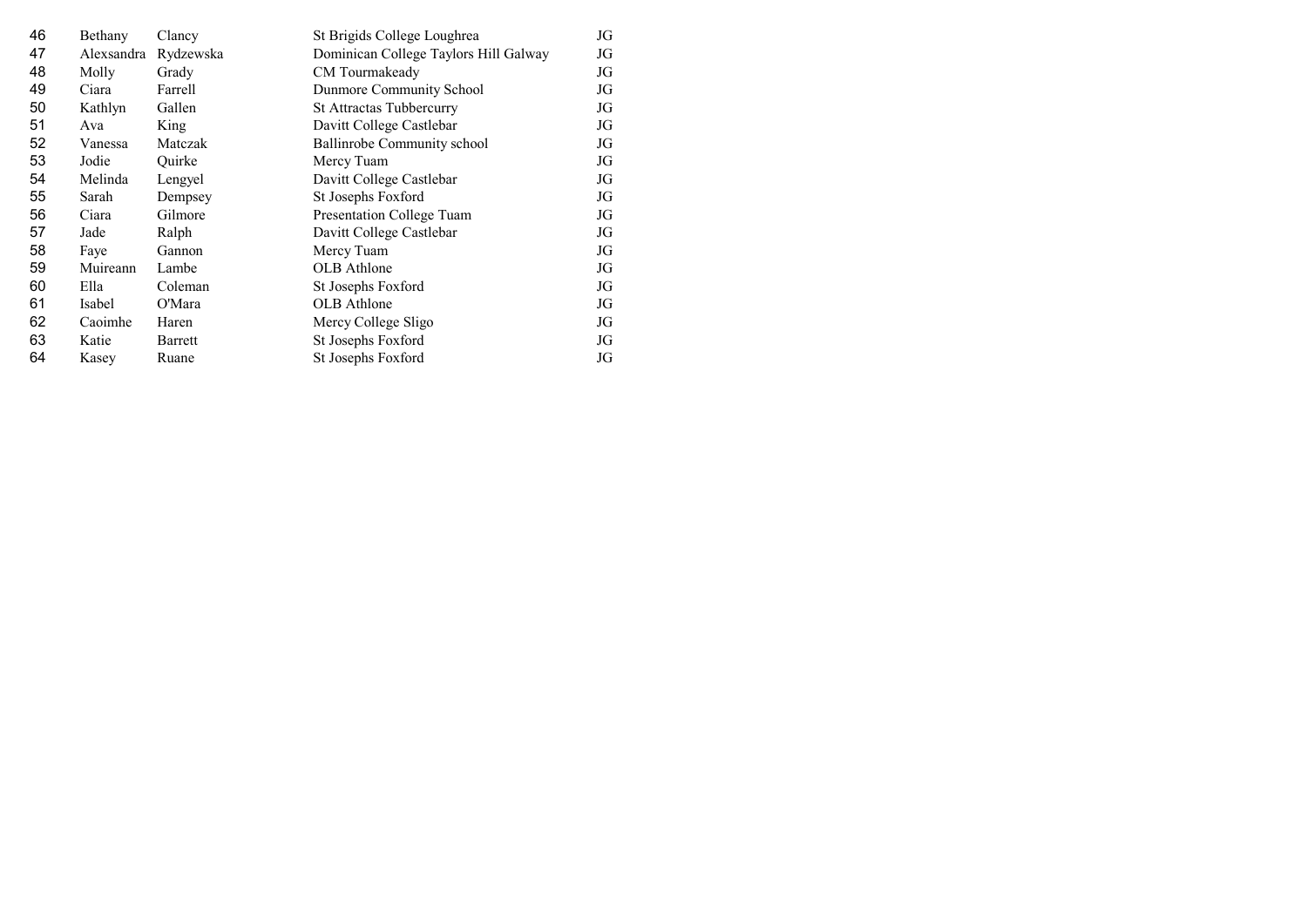| | | | | |
|---|---|---|---|---|
| 46 | Bethany | Clancy | St Brigids College Loughrea | JG |
| 47 | Alexsandra | Rydzewska | Dominican College Taylors Hill Galway | JG |
| 48 | Molly | Grady | CM Tourmakeady | JG |
| 49 | Ciara | Farrell | Dunmore Community School | JG |
| 50 | Kathlyn | Gallen | St Attractas Tubbercurry | JG |
| 51 | Ava | King | Davitt College Castlebar | JG |
| 52 | Vanessa | Matczak | Ballinrobe Community school | JG |
| 53 | Jodie | Quirke | Mercy Tuam | JG |
| 54 | Melinda | Lengyel | Davitt College Castlebar | JG |
| 55 | Sarah | Dempsey | St Josephs Foxford | JG |
| 56 | Ciara | Gilmore | Presentation College Tuam | JG |
| 57 | Jade | Ralph | Davitt College Castlebar | JG |
| 58 | Faye | Gannon | Mercy Tuam | JG |
| 59 | Muireann | Lambe | OLB Athlone | JG |
| 60 | Ella | Coleman | St Josephs Foxford | JG |
| 61 | Isabel | O'Mara | OLB Athlone | JG |
| 62 | Caoimhe | Haren | Mercy College Sligo | JG |
| 63 | Katie | Barrett | St Josephs Foxford | JG |
| 64 | Kasey | Ruane | St Josephs Foxford | JG |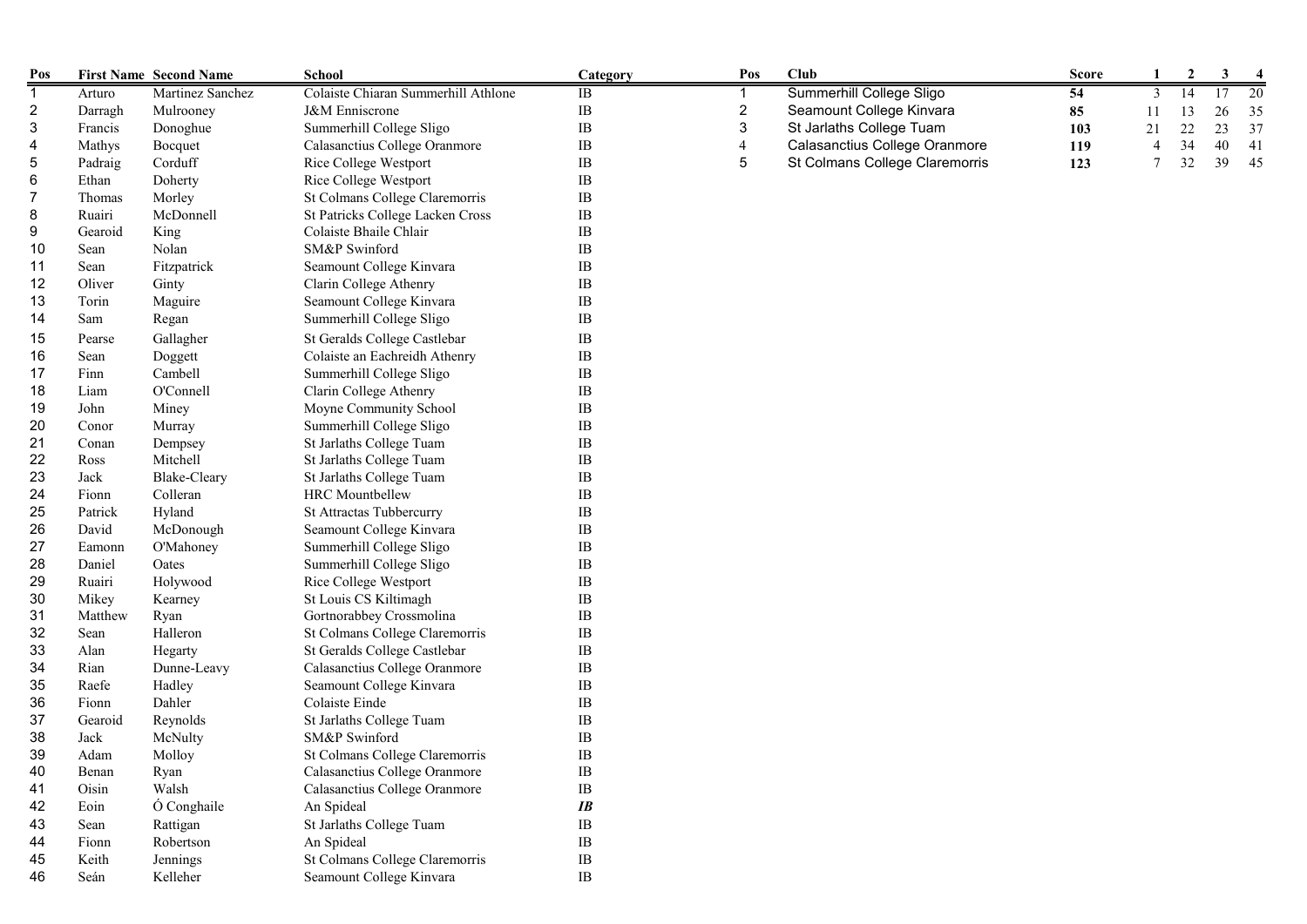| Pos | First Name | Second Name | School | Category |
|---|---|---|---|---|
| 1 | Arturo | Martinez Sanchez | Colaiste Chiaran Summerhill Athlone | IB |
| 2 | Darragh | Mulrooney | J&M Enniscrone | IB |
| 3 | Francis | Donoghue | Summerhill College Sligo | IB |
| 4 | Mathys | Bocquet | Calasanctius College Oranmore | IB |
| 5 | Padraig | Corduff | Rice College Westport | IB |
| 6 | Ethan | Doherty | Rice College Westport | IB |
| 7 | Thomas | Morley | St Colmans College Claremorris | IB |
| 8 | Ruairi | McDonnell | St Patricks College Lacken Cross | IB |
| 9 | Gearoid | King | Colaiste Bhaile Chlair | IB |
| 10 | Sean | Nolan | SM&P Swinford | IB |
| 11 | Sean | Fitzpatrick | Seamount College Kinvara | IB |
| 12 | Oliver | Ginty | Clarin College Athenry | IB |
| 13 | Torin | Maguire | Seamount College Kinvara | IB |
| 14 | Sam | Regan | Summerhill College Sligo | IB |
| 15 | Pearse | Gallagher | St Geralds College Castlebar | IB |
| 16 | Sean | Doggett | Colaiste an Eachreidh Athenry | IB |
| 17 | Finn | Cambell | Summerhill College Sligo | IB |
| 18 | Liam | O'Connell | Clarin College Athenry | IB |
| 19 | John | Miney | Moyne Community School | IB |
| 20 | Conor | Murray | Summerhill College Sligo | IB |
| 21 | Conan | Dempsey | St Jarlaths College Tuam | IB |
| 22 | Ross | Mitchell | St Jarlaths College Tuam | IB |
| 23 | Jack | Blake-Cleary | St Jarlaths College Tuam | IB |
| 24 | Fionn | Colleran | HRC Mountbellew | IB |
| 25 | Patrick | Hyland | St Attractas Tubbercurry | IB |
| 26 | David | McDonough | Seamount College Kinvara | IB |
| 27 | Eamonn | O'Mahoney | Summerhill College Sligo | IB |
| 28 | Daniel | Oates | Summerhill College Sligo | IB |
| 29 | Ruairi | Holywood | Rice College Westport | IB |
| 30 | Mikey | Kearney | St Louis CS Kiltimagh | IB |
| 31 | Matthew | Ryan | Gortnorabbey Crossmolina | IB |
| 32 | Sean | Halleron | St Colmans College Claremorris | IB |
| 33 | Alan | Hegarty | St Geralds College Castlebar | IB |
| 34 | Rian | Dunne-Leavy | Calasanctius College Oranmore | IB |
| 35 | Raefe | Hadley | Seamount College Kinvara | IB |
| 36 | Fionn | Dahler | Colaiste Einde | IB |
| 37 | Gearoid | Reynolds | St Jarlaths College Tuam | IB |
| 38 | Jack | McNulty | SM&P Swinford | IB |
| 39 | Adam | Molloy | St Colmans College Claremorris | IB |
| 40 | Benan | Ryan | Calasanctius College Oranmore | IB |
| 41 | Oisin | Walsh | Calasanctius College Oranmore | IB |
| 42 | Eoin | Ó Conghaile | An Spideal | ***IB*** |
| 43 | Sean | Rattigan | St Jarlaths College Tuam | IB |
| 44 | Fionn | Robertson | An Spideal | IB |
| 45 | Keith | Jennings | St Colmans College Claremorris | IB |
| 46 | Seán | Kelleher | Seamount College Kinvara | IB |

| Pos | Club | Score | 1 | 2 | 3 | 4 |
|---|---|---|---|---|---|---|
| 1 | Summerhill College Sligo | **54** | 3 | 14 | 17 | 20 |
| 2 | Seamount College Kinvara | **85** | 11 | 13 | 26 | 35 |
| 3 | St Jarlaths College Tuam | **103** | 21 | 22 | 23 | 37 |
| 4 | Calasanctius College Oranmore | **119** | 4 | 34 | 40 | 41 |
| 5 | St Colmans College Claremorris | **123** | 7 | 32 | 39 | 45 |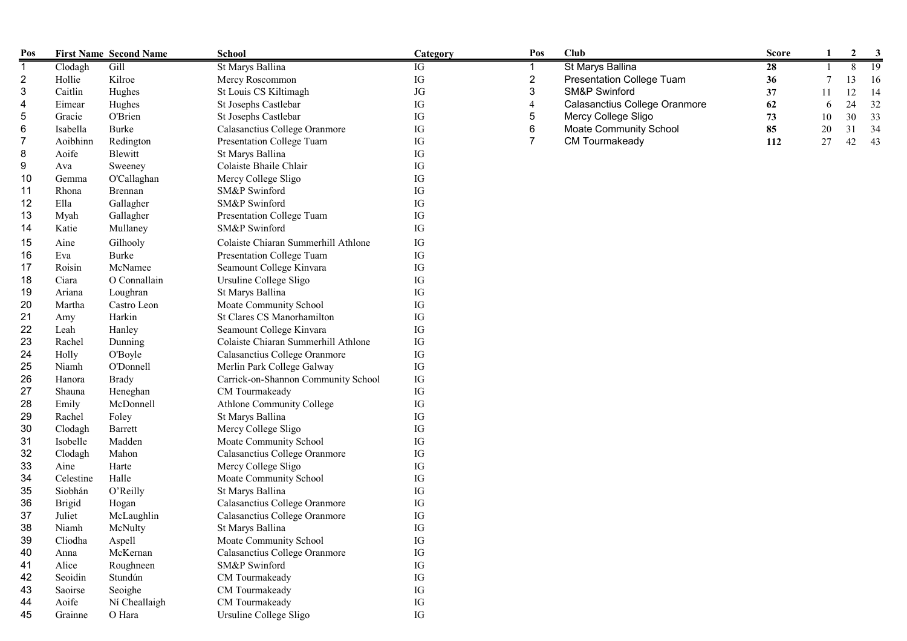| Pos | First Name | Second Name | School | Category |
|---|---|---|---|---|
| 1 | Clodagh | Gill | St Marys Ballina | IG |
| 2 | Hollie | Kilroe | Mercy Roscommon | IG |
| 3 | Caitlin | Hughes | St Louis CS Kiltimagh | JG |
| 4 | Eimear | Hughes | St Josephs Castlebar | IG |
| 5 | Gracie | O'Brien | St Josephs Castlebar | IG |
| 6 | Isabella | Burke | Calasanctius College Oranmore | IG |
| 7 | Aoibhinn | Redington | Presentation College Tuam | IG |
| 8 | Aoife | Blewitt | St Marys Ballina | IG |
| 9 | Ava | Sweeney | Colaiste Bhaile Chlair | IG |
| 10 | Gemma | O'Callaghan | Mercy College Sligo | IG |
| 11 | Rhona | Brennan | SM&P Swinford | IG |
| 12 | Ella | Gallagher | SM&P Swinford | IG |
| 13 | Myah | Gallagher | Presentation College Tuam | IG |
| 14 | Katie | Mullaney | SM&P Swinford | IG |
| 15 | Aine | Gilhooly | Colaiste Chiaran Summerhill Athlone | IG |
| 16 | Eva | Burke | Presentation College Tuam | IG |
| 17 | Roisin | McNamee | Seamount College Kinvara | IG |
| 18 | Ciara | O Connallain | Ursuline College Sligo | IG |
| 19 | Ariana | Loughran | St Marys Ballina | IG |
| 20 | Martha | Castro Leon | Moate Community School | IG |
| 21 | Amy | Harkin | St Clares CS Manorhamilton | IG |
| 22 | Leah | Hanley | Seamount College Kinvara | IG |
| 23 | Rachel | Dunning | Colaiste Chiaran Summerhill Athlone | IG |
| 24 | Holly | O'Boyle | Calasanctius College Oranmore | IG |
| 25 | Niamh | O'Donnell | Merlin Park College Galway | IG |
| 26 | Hanora | Brady | Carrick-on-Shannon Community School | IG |
| 27 | Shauna | Heneghan | CM Tourmakeady | IG |
| 28 | Emily | McDonnell | Athlone Community College | IG |
| 29 | Rachel | Foley | St Marys Ballina | IG |
| 30 | Clodagh | Barrett | Mercy College Sligo | IG |
| 31 | Isobelle | Madden | Moate Community School | IG |
| 32 | Clodagh | Mahon | Calasanctius College Oranmore | IG |
| 33 | Aine | Harte | Mercy College Sligo | IG |
| 34 | Celestine | Halle | Moate Community School | IG |
| 35 | Siobhán | O'Reilly | St Marys Ballina | IG |
| 36 | Brigid | Hogan | Calasanctius College Oranmore | IG |
| 37 | Juliet | McLaughlin | Calasanctius College Oranmore | IG |
| 38 | Niamh | McNulty | St Marys Ballina | IG |
| 39 | Cliodha | Aspell | Moate Community School | IG |
| 40 | Anna | McKernan | Calasanctius College Oranmore | IG |
| 41 | Alice | Roughneen | SM&P Swinford | IG |
| 42 | Seoidin | Stundún | CM Tourmakeady | IG |
| 43 | Saoirse | Seoighe | CM Tourmakeady | IG |
| 44 | Aoife | Ní Cheallaigh | CM Tourmakeady | IG |
| 45 | Grainne | O Hara | Ursuline College Sligo | IG |

| Pos | Club | Score | 1 | 2 | 3 |
|---|---|---|---|---|---|
| 1 | St Marys Ballina | **28** | 1 | 8 | 19 |
| 2 | Presentation College Tuam | **36** | 7 | 13 | 16 |
| 3 | SM&P Swinford | **37** | 11 | 12 | 14 |
| 4 | Calasanctius College Oranmore | **62** | 6 | 24 | 32 |
| 5 | Mercy College Sligo | **73** | 10 | 30 | 33 |
| 6 | Moate Community School | **85** | 20 | 31 | 34 |
| 7 | CM Tourmakeady | **112** | 27 | 42 | 43 |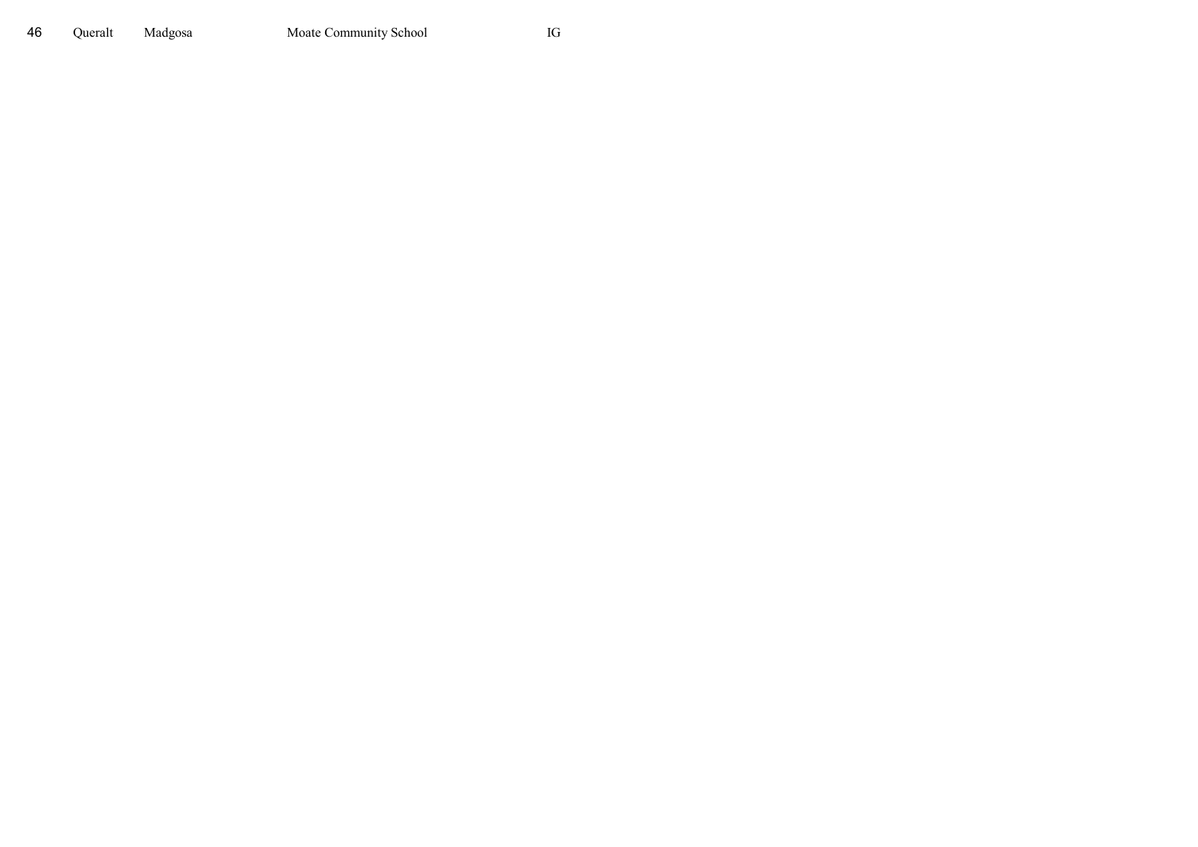| 46 | Queralt | Madgosa | Moate Community School | IG |
|---|---|---|---|---|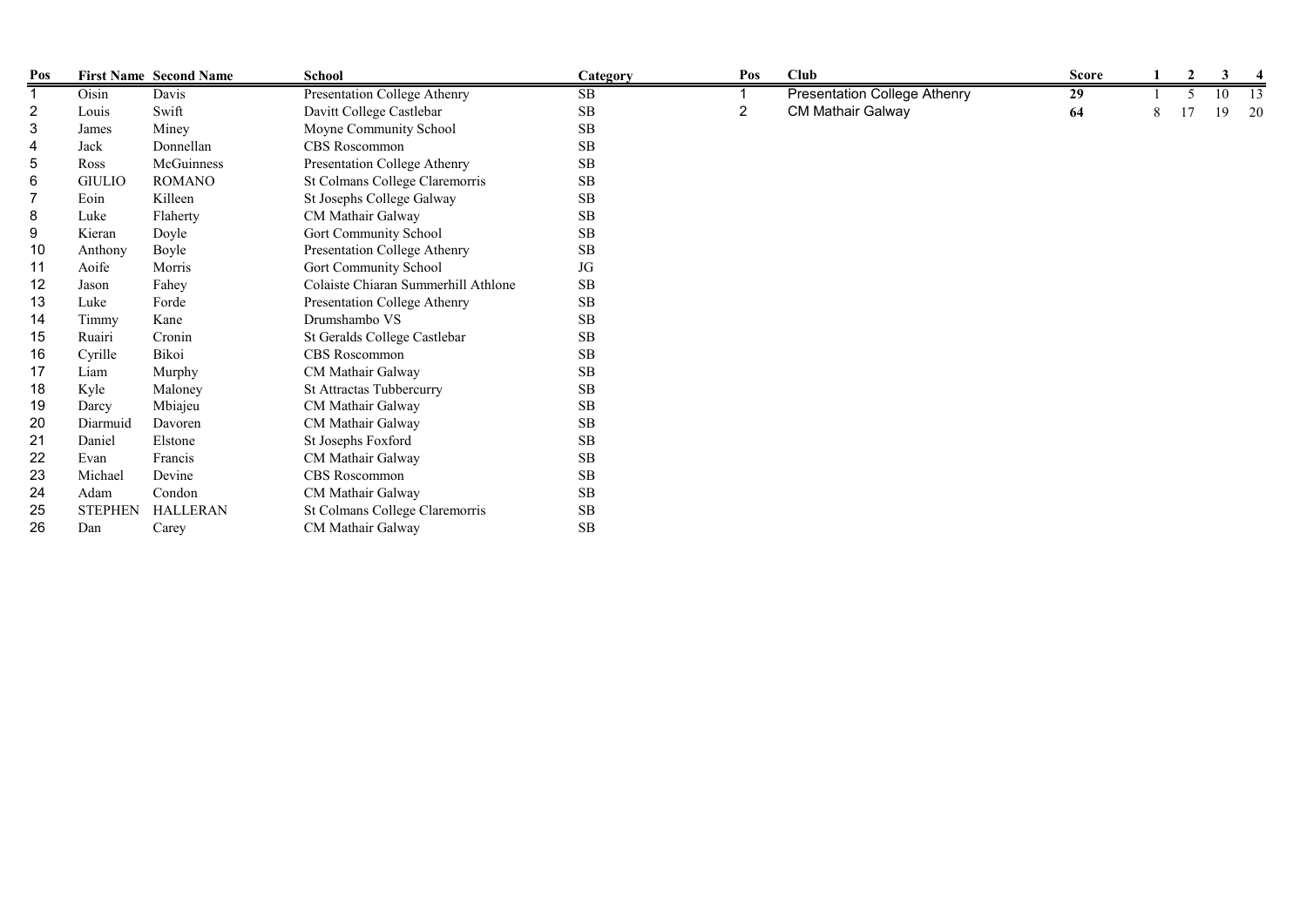| Pos | First Name | Second Name | School | Category |
|---|---|---|---|---|
| 1 | Oisin | Davis | Presentation College Athenry | SB |
| 2 | Louis | Swift | Davitt College Castlebar | SB |
| 3 | James | Miney | Moyne Community School | SB |
| 4 | Jack | Donnellan | CBS Roscommon | SB |
| 5 | Ross | McGuinness | Presentation College Athenry | SB |
| 6 | GIULIO | ROMANO | St Colmans College Claremorris | SB |
| 7 | Eoin | Killeen | St Josephs College Galway | SB |
| 8 | Luke | Flaherty | CM Mathair Galway | SB |
| 9 | Kieran | Doyle | Gort Community School | SB |
| 10 | Anthony | Boyle | Presentation College Athenry | SB |
| 11 | Aoife | Morris | Gort Community School | JG |
| 12 | Jason | Fahey | Colaiste Chiaran Summerhill Athlone | SB |
| 13 | Luke | Forde | Presentation College Athenry | SB |
| 14 | Timmy | Kane | Drumshambo VS | SB |
| 15 | Ruairi | Cronin | St Geralds College Castlebar | SB |
| 16 | Cyrille | Bikoi | CBS Roscommon | SB |
| 17 | Liam | Murphy | CM Mathair Galway | SB |
| 18 | Kyle | Maloney | St Attractas Tubbercurry | SB |
| 19 | Darcy | Mbiajeu | CM Mathair Galway | SB |
| 20 | Diarmuid | Davoren | CM Mathair Galway | SB |
| 21 | Daniel | Elstone | St Josephs Foxford | SB |
| 22 | Evan | Francis | CM Mathair Galway | SB |
| 23 | Michael | Devine | CBS Roscommon | SB |
| 24 | Adam | Condon | CM Mathair Galway | SB |
| 25 | STEPHEN | HALLERAN | St Colmans College Claremorris | SB |
| 26 | Dan | Carey | CM Mathair Galway | SB |

| Pos | Club | Score | 1 | 2 | 3 | 4 |
|---|---|---|---|---|---|---|
| 1 | Presentation College Athenry | **29** | 1 | 5 | 10 | 13 |
| 2 | CM Mathair Galway | **64** | 8 | 17 | 19 | 20 |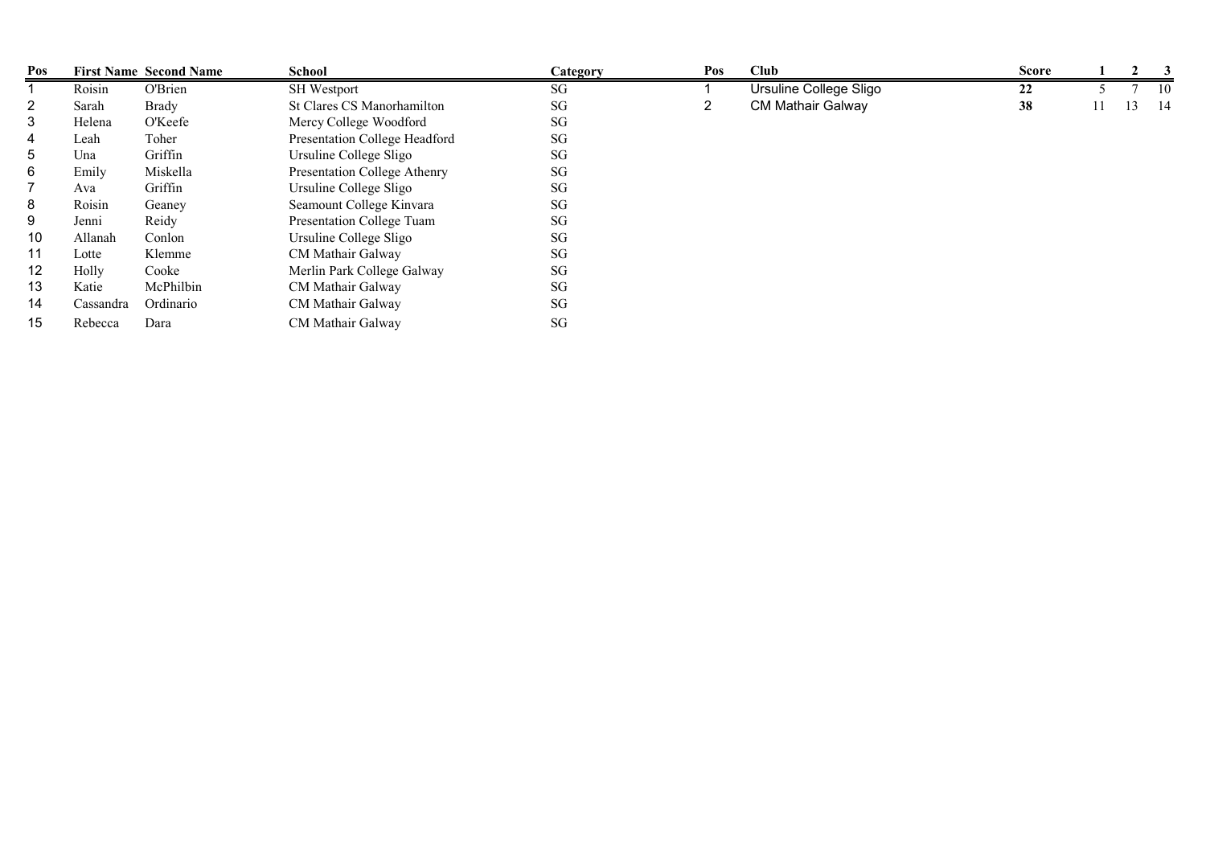| Pos | First Name | Second Name | School | Category |
|---|---|---|---|---|
| 1 | Roisin | O'Brien | SH Westport | SG |
| 2 | Sarah | Brady | St Clares CS Manorhamilton | SG |
| 3 | Helena | O'Keefe | Mercy College Woodford | SG |
| 4 | Leah | Toher | Presentation College Headford | SG |
| 5 | Una | Griffin | Ursuline College Sligo | SG |
| 6 | Emily | Miskella | Presentation College Athenry | SG |
| 7 | Ava | Griffin | Ursuline College Sligo | SG |
| 8 | Roisin | Geaney | Seamount College Kinvara | SG |
| 9 | Jenni | Reidy | Presentation College Tuam | SG |
| 10 | Allanah | Conlon | Ursuline College Sligo | SG |
| 11 | Lotte | Klemme | CM Mathair Galway | SG |
| 12 | Holly | Cooke | Merlin Park College Galway | SG |
| 13 | Katie | McPhilbin | CM Mathair Galway | SG |
| 14 | Cassandra | Ordinario | CM Mathair Galway | SG |
| 15 | Rebecca | Dara | CM Mathair Galway | SG |

| Pos | Club | Score | 1 | 2 | 3 |
|---|---|---|---|---|---|
| 1 | Ursuline College Sligo | **22** | 5 | 7 | 10 |
| 2 | CM Mathair Galway | **38** | 11 | 13 | 14 |